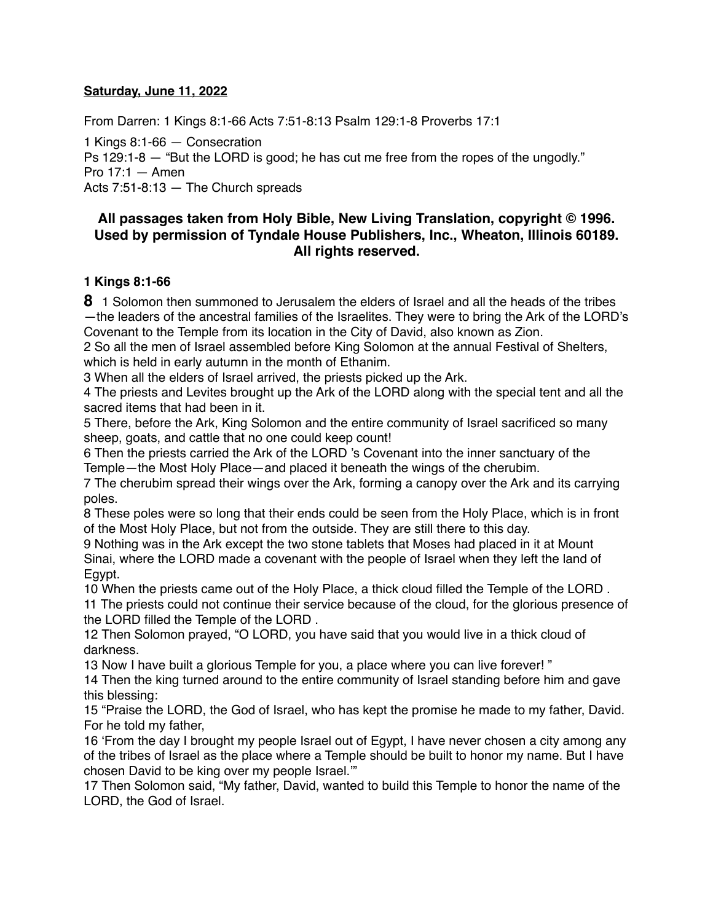**Saturday, June 11, 2022**

From Darren: 1 Kings 8:1-66 Acts 7:51-8:13 Psalm 129:1-8 Proverbs 17:1

1 Kings 8:1-66 — Consecration
Ps 129:1-8 — "But the LORD is good; he has cut me free from the ropes of the ungodly."
Pro 17:1 — Amen
Acts 7:51-8:13 — The Church spreads

**All passages taken from Holy Bible, New Living Translation, copyright © 1996. Used by permission of Tyndale House Publishers, Inc., Wheaton, Illinois 60189. All rights reserved.**

**1 Kings 8:1-66**

**8** 1 Solomon then summoned to Jerusalem the elders of Israel and all the heads of the tribes—the leaders of the ancestral families of the Israelites. They were to bring the Ark of the LORD's Covenant to the Temple from its location in the City of David, also known as Zion.
2 So all the men of Israel assembled before King Solomon at the annual Festival of Shelters, which is held in early autumn in the month of Ethanim.
3 When all the elders of Israel arrived, the priests picked up the Ark.
4 The priests and Levites brought up the Ark of the LORD along with the special tent and all the sacred items that had been in it.
5 There, before the Ark, King Solomon and the entire community of Israel sacrificed so many sheep, goats, and cattle that no one could keep count!
6 Then the priests carried the Ark of the LORD 's Covenant into the inner sanctuary of the Temple—the Most Holy Place—and placed it beneath the wings of the cherubim.
7 The cherubim spread their wings over the Ark, forming a canopy over the Ark and its carrying poles.
8 These poles were so long that their ends could be seen from the Holy Place, which is in front of the Most Holy Place, but not from the outside. They are still there to this day.
9 Nothing was in the Ark except the two stone tablets that Moses had placed in it at Mount Sinai, where the LORD made a covenant with the people of Israel when they left the land of Egypt.
10 When the priests came out of the Holy Place, a thick cloud filled the Temple of the LORD .
11 The priests could not continue their service because of the cloud, for the glorious presence of the LORD filled the Temple of the LORD .
12 Then Solomon prayed, "O LORD, you have said that you would live in a thick cloud of darkness.
13 Now I have built a glorious Temple for you, a place where you can live forever! "
14 Then the king turned around to the entire community of Israel standing before him and gave this blessing:
15 "Praise the LORD, the God of Israel, who has kept the promise he made to my father, David. For he told my father,
16 'From the day I brought my people Israel out of Egypt, I have never chosen a city among any of the tribes of Israel as the place where a Temple should be built to honor my name. But I have chosen David to be king over my people Israel.'"
17 Then Solomon said, "My father, David, wanted to build this Temple to honor the name of the LORD, the God of Israel.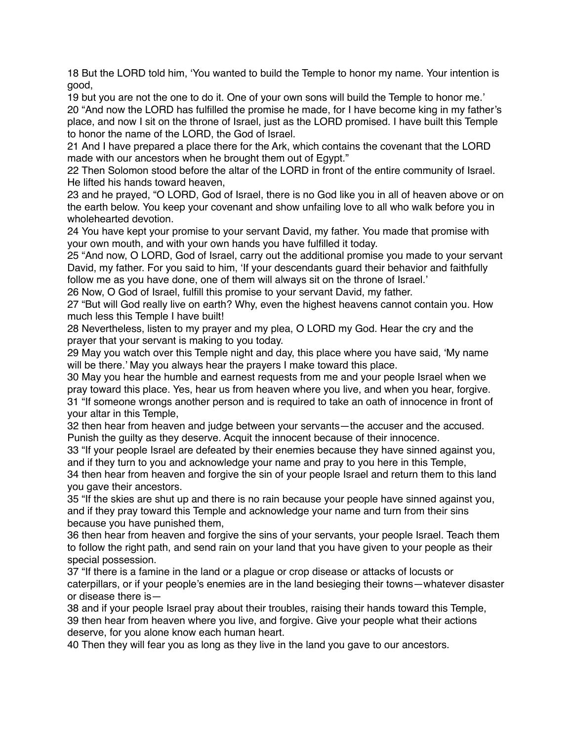18 But the LORD told him, 'You wanted to build the Temple to honor my name. Your intention is good,
19 but you are not the one to do it. One of your own sons will build the Temple to honor me.'
20 "And now the LORD has fulfilled the promise he made, for I have become king in my father's place, and now I sit on the throne of Israel, just as the LORD promised. I have built this Temple to honor the name of the LORD, the God of Israel.
21 And I have prepared a place there for the Ark, which contains the covenant that the LORD made with our ancestors when he brought them out of Egypt."
22 Then Solomon stood before the altar of the LORD in front of the entire community of Israel. He lifted his hands toward heaven,
23 and he prayed, "O LORD, God of Israel, there is no God like you in all of heaven above or on the earth below. You keep your covenant and show unfailing love to all who walk before you in wholehearted devotion.
24 You have kept your promise to your servant David, my father. You made that promise with your own mouth, and with your own hands you have fulfilled it today.
25 "And now, O LORD, God of Israel, carry out the additional promise you made to your servant David, my father. For you said to him, 'If your descendants guard their behavior and faithfully follow me as you have done, one of them will always sit on the throne of Israel.'
26 Now, O God of Israel, fulfill this promise to your servant David, my father.
27 "But will God really live on earth? Why, even the highest heavens cannot contain you. How much less this Temple I have built!
28 Nevertheless, listen to my prayer and my plea, O LORD my God. Hear the cry and the prayer that your servant is making to you today.
29 May you watch over this Temple night and day, this place where you have said, 'My name will be there.' May you always hear the prayers I make toward this place.
30 May you hear the humble and earnest requests from me and your people Israel when we pray toward this place. Yes, hear us from heaven where you live, and when you hear, forgive.
31 "If someone wrongs another person and is required to take an oath of innocence in front of your altar in this Temple,
32 then hear from heaven and judge between your servants—the accuser and the accused. Punish the guilty as they deserve. Acquit the innocent because of their innocence.
33 "If your people Israel are defeated by their enemies because they have sinned against you, and if they turn to you and acknowledge your name and pray to you here in this Temple,
34 then hear from heaven and forgive the sin of your people Israel and return them to this land you gave their ancestors.
35 "If the skies are shut up and there is no rain because your people have sinned against you, and if they pray toward this Temple and acknowledge your name and turn from their sins because you have punished them,
36 then hear from heaven and forgive the sins of your servants, your people Israel. Teach them to follow the right path, and send rain on your land that you have given to your people as their special possession.
37 "If there is a famine in the land or a plague or crop disease or attacks of locusts or caterpillars, or if your people's enemies are in the land besieging their towns—whatever disaster or disease there is—
38 and if your people Israel pray about their troubles, raising their hands toward this Temple,
39 then hear from heaven where you live, and forgive. Give your people what their actions deserve, for you alone know each human heart.
40 Then they will fear you as long as they live in the land you gave to our ancestors.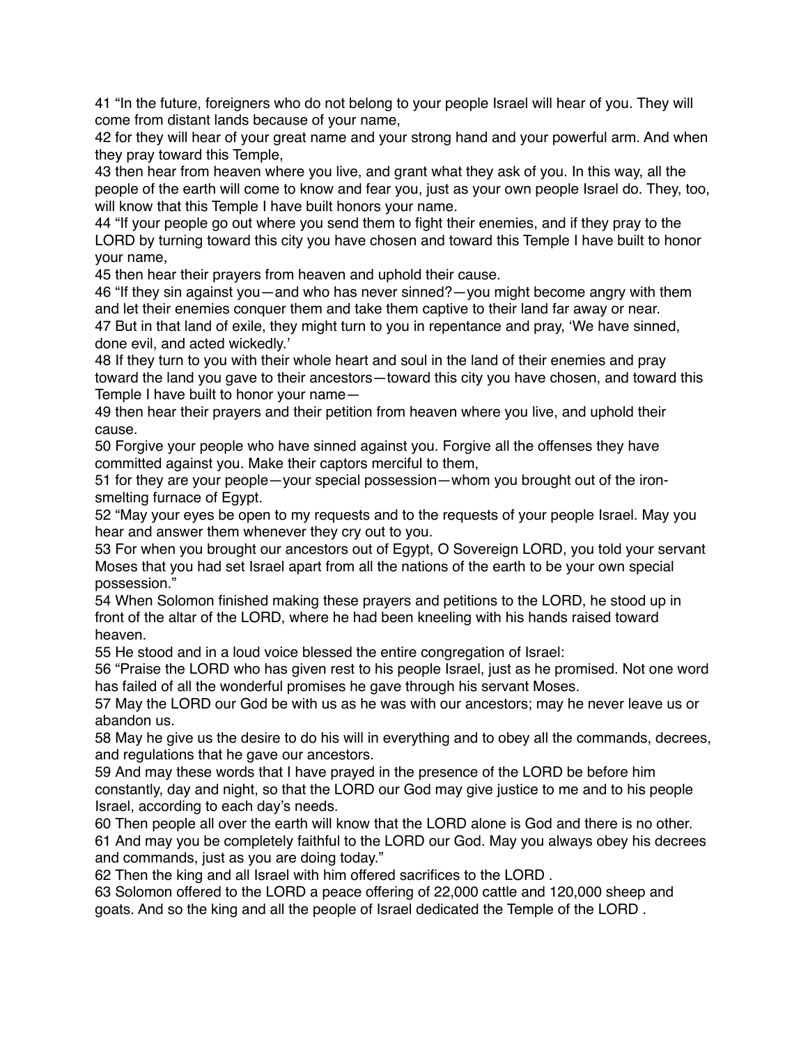41 “In the future, foreigners who do not belong to your people Israel will hear of you. They will come from distant lands because of your name,

42 for they will hear of your great name and your strong hand and your powerful arm. And when they pray toward this Temple,

43 then hear from heaven where you live, and grant what they ask of you. In this way, all the people of the earth will come to know and fear you, just as your own people Israel do. They, too, will know that this Temple I have built honors your name.

44 “If your people go out where you send them to fight their enemies, and if they pray to the LORD by turning toward this city you have chosen and toward this Temple I have built to honor your name,

45 then hear their prayers from heaven and uphold their cause.

46 “If they sin against you—and who has never sinned?—you might become angry with them and let their enemies conquer them and take them captive to their land far away or near.

47 But in that land of exile, they might turn to you in repentance and pray, ‘We have sinned, done evil, and acted wickedly.’

48 If they turn to you with their whole heart and soul in the land of their enemies and pray toward the land you gave to their ancestors—toward this city you have chosen, and toward this Temple I have built to honor your name—

49 then hear their prayers and their petition from heaven where you live, and uphold their cause.

50 Forgive your people who have sinned against you. Forgive all the offenses they have committed against you. Make their captors merciful to them,

51 for they are your people—your special possession—whom you brought out of the iron-smelting furnace of Egypt.

52 “May your eyes be open to my requests and to the requests of your people Israel. May you hear and answer them whenever they cry out to you.

53 For when you brought our ancestors out of Egypt, O Sovereign LORD, you told your servant Moses that you had set Israel apart from all the nations of the earth to be your own special possession.”

54 When Solomon finished making these prayers and petitions to the LORD, he stood up in front of the altar of the LORD, where he had been kneeling with his hands raised toward heaven.

55 He stood and in a loud voice blessed the entire congregation of Israel:

56 “Praise the LORD who has given rest to his people Israel, just as he promised. Not one word has failed of all the wonderful promises he gave through his servant Moses.

57 May the LORD our God be with us as he was with our ancestors; may he never leave us or abandon us.

58 May he give us the desire to do his will in everything and to obey all the commands, decrees, and regulations that he gave our ancestors.

59 And may these words that I have prayed in the presence of the LORD be before him constantly, day and night, so that the LORD our God may give justice to me and to his people Israel, according to each day’s needs.

60 Then people all over the earth will know that the LORD alone is God and there is no other.

61 And may you be completely faithful to the LORD our God. May you always obey his decrees and commands, just as you are doing today.”

62 Then the king and all Israel with him offered sacrifices to the LORD .

63 Solomon offered to the LORD a peace offering of 22,000 cattle and 120,000 sheep and goats. And so the king and all the people of Israel dedicated the Temple of the LORD .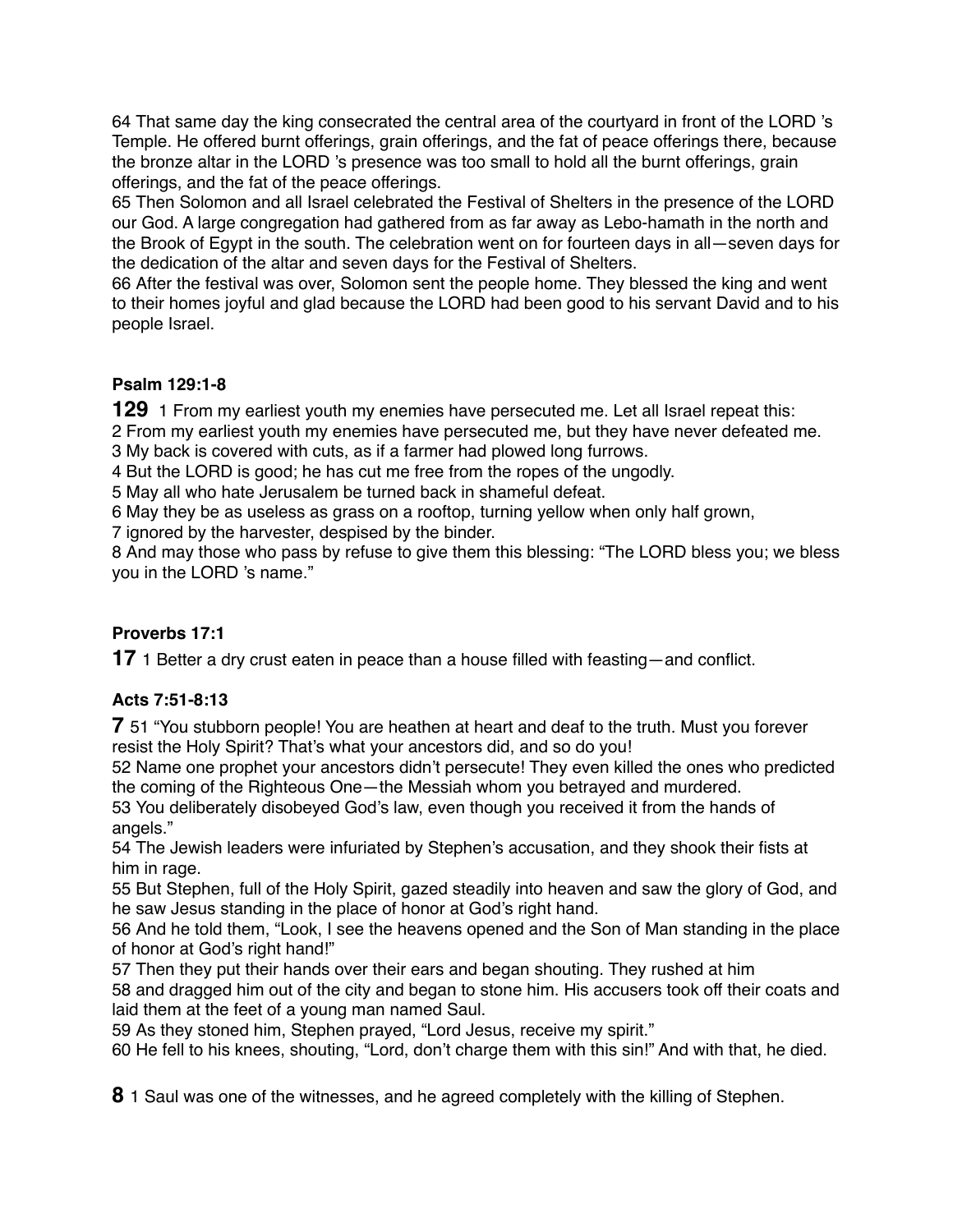64 That same day the king consecrated the central area of the courtyard in front of the LORD 's Temple. He offered burnt offerings, grain offerings, and the fat of peace offerings there, because the bronze altar in the LORD 's presence was too small to hold all the burnt offerings, grain offerings, and the fat of the peace offerings.
65 Then Solomon and all Israel celebrated the Festival of Shelters in the presence of the LORD our God. A large congregation had gathered from as far away as Lebo-hamath in the north and the Brook of Egypt in the south. The celebration went on for fourteen days in all—seven days for the dedication of the altar and seven days for the Festival of Shelters.
66 After the festival was over, Solomon sent the people home. They blessed the king and went to their homes joyful and glad because the LORD had been good to his servant David and to his people Israel.

**Psalm 129:1-8**

**129** 1 From my earliest youth my enemies have persecuted me. Let all Israel repeat this:
2 From my earliest youth my enemies have persecuted me, but they have never defeated me.
3 My back is covered with cuts, as if a farmer had plowed long furrows.
4 But the LORD is good; he has cut me free from the ropes of the ungodly.
5 May all who hate Jerusalem be turned back in shameful defeat.
6 May they be as useless as grass on a rooftop, turning yellow when only half grown,
7 ignored by the harvester, despised by the binder.
8 And may those who pass by refuse to give them this blessing: "The LORD bless you; we bless you in the LORD 's name."

**Proverbs 17:1**

**17** 1 Better a dry crust eaten in peace than a house filled with feasting—and conflict.

**Acts 7:51-8:13**

**7** 51 "You stubborn people! You are heathen at heart and deaf to the truth. Must you forever resist the Holy Spirit? That's what your ancestors did, and so do you!
52 Name one prophet your ancestors didn't persecute! They even killed the ones who predicted the coming of the Righteous One—the Messiah whom you betrayed and murdered.
53 You deliberately disobeyed God's law, even though you received it from the hands of angels."
54 The Jewish leaders were infuriated by Stephen's accusation, and they shook their fists at him in rage.
55 But Stephen, full of the Holy Spirit, gazed steadily into heaven and saw the glory of God, and he saw Jesus standing in the place of honor at God's right hand.
56 And he told them, "Look, I see the heavens opened and the Son of Man standing in the place of honor at God's right hand!"
57 Then they put their hands over their ears and began shouting. They rushed at him
58 and dragged him out of the city and began to stone him. His accusers took off their coats and laid them at the feet of a young man named Saul.
59 As they stoned him, Stephen prayed, "Lord Jesus, receive my spirit."
60 He fell to his knees, shouting, "Lord, don't charge them with this sin!" And with that, he died.

**8** 1 Saul was one of the witnesses, and he agreed completely with the killing of Stephen.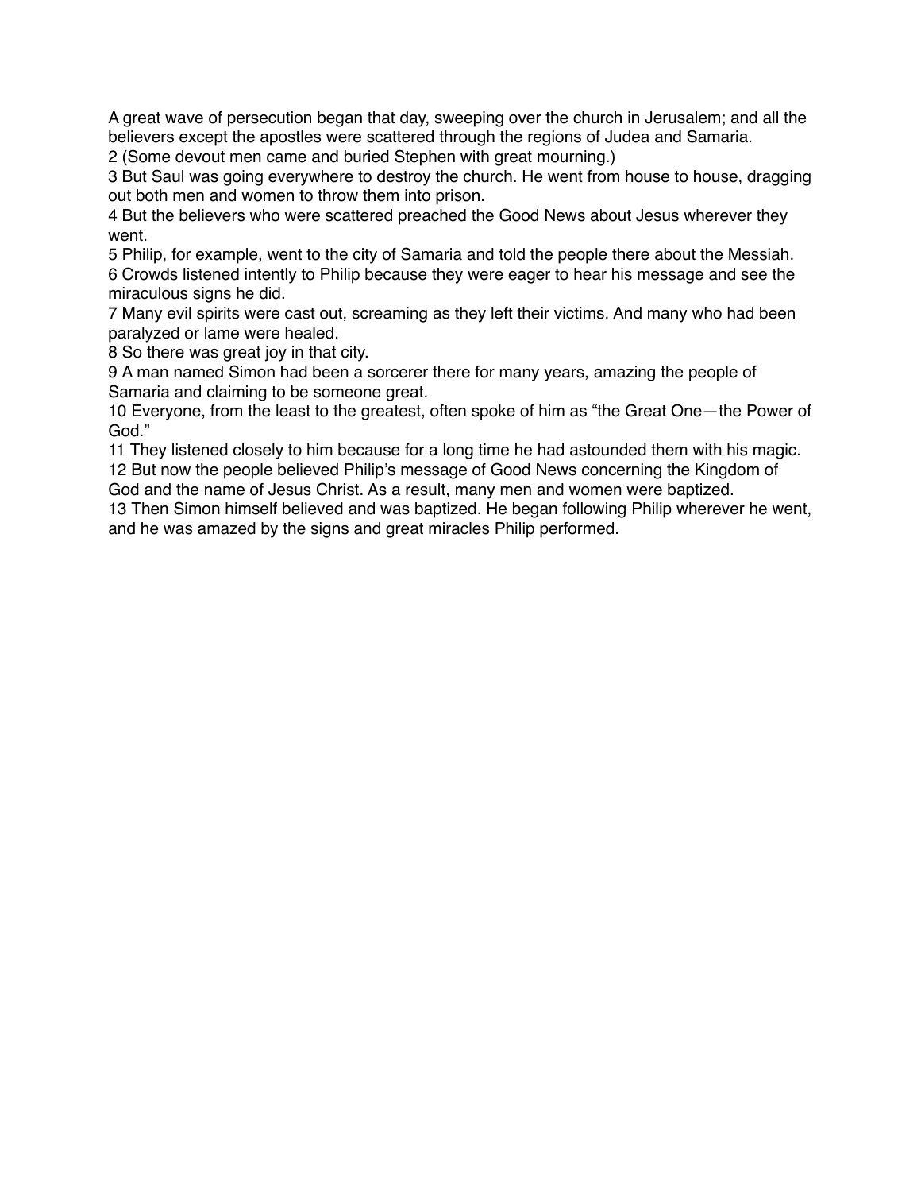A great wave of persecution began that day, sweeping over the church in Jerusalem; and all the believers except the apostles were scattered through the regions of Judea and Samaria.
2 (Some devout men came and buried Stephen with great mourning.)
3 But Saul was going everywhere to destroy the church. He went from house to house, dragging out both men and women to throw them into prison.
4 But the believers who were scattered preached the Good News about Jesus wherever they went.
5 Philip, for example, went to the city of Samaria and told the people there about the Messiah.
6 Crowds listened intently to Philip because they were eager to hear his message and see the miraculous signs he did.
7 Many evil spirits were cast out, screaming as they left their victims. And many who had been paralyzed or lame were healed.
8 So there was great joy in that city.
9 A man named Simon had been a sorcerer there for many years, amazing the people of Samaria and claiming to be someone great.
10 Everyone, from the least to the greatest, often spoke of him as “the Great One—the Power of God.”
11 They listened closely to him because for a long time he had astounded them with his magic.
12 But now the people believed Philip’s message of Good News concerning the Kingdom of God and the name of Jesus Christ. As a result, many men and women were baptized.
13 Then Simon himself believed and was baptized. He began following Philip wherever he went, and he was amazed by the signs and great miracles Philip performed.